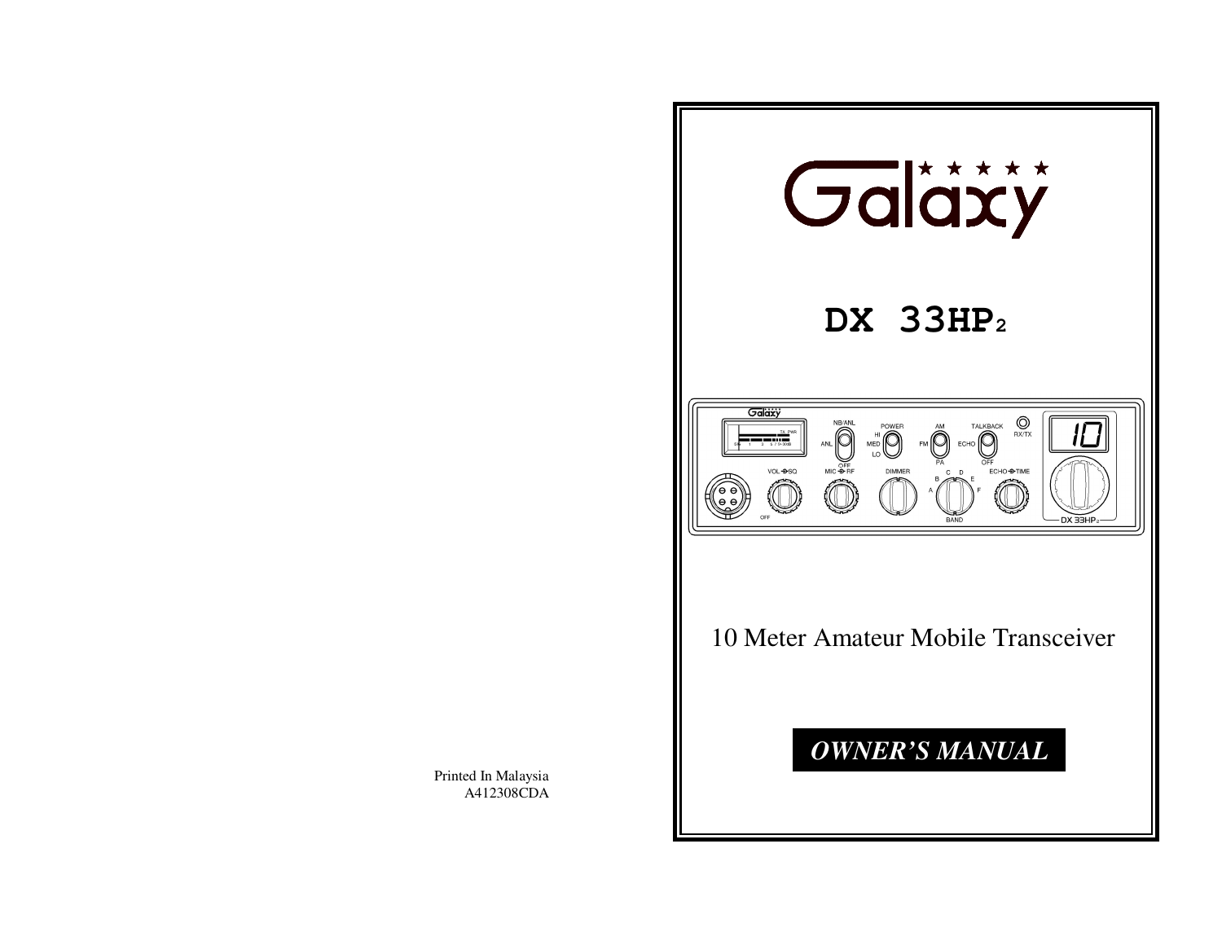Printed In Malaysia
A412308CDA

# Galaxy

## DX 33HP2

10 Meter Amateur Mobile Transceiver

***OWNER'S MANUAL***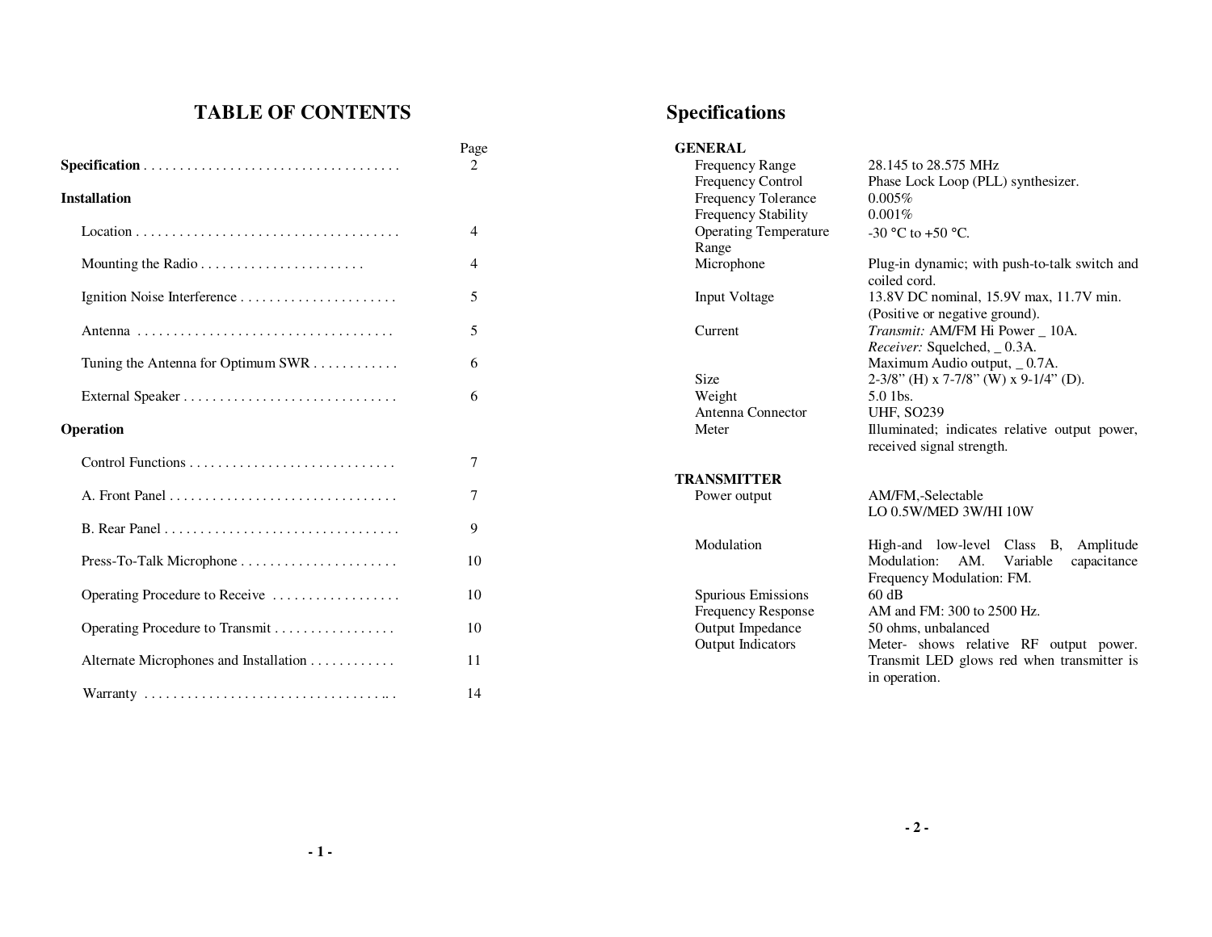# TABLE OF CONTENTS

| | Page |
|---|---|
| **Specification** . . . . . . . . . . . . . . . . . . . . . . . . . . . . . . . . . . . | 2 |
| **Installation** | |
| Location . . . . . . . . . . . . . . . . . . . . . . . . . . . . . . . . . . . . | 4 |
| Mounting the Radio . . . . . . . . . . . . . . . . . . . . . . | 4 |
| Ignition Noise Interference . . . . . . . . . . . . . . . . . . . . . | 5 |
| Antenna . . . . . . . . . . . . . . . . . . . . . . . . . . . . . . . . . . . | 5 |
| Tuning the Antenna for Optimum SWR . . . . . . . . . . . . | 6 |
| External Speaker . . . . . . . . . . . . . . . . . . . . . . . . . . . . . | 6 |
| **Operation** | |
| Control Functions . . . . . . . . . . . . . . . . . . . . . . . . . . . . | 7 |
| A. Front Panel . . . . . . . . . . . . . . . . . . . . . . . . . . . . . . . | 7 |
| B. Rear Panel . . . . . . . . . . . . . . . . . . . . . . . . . . . . . . . . | 9 |
| Press-To-Talk Microphone . . . . . . . . . . . . . . . . . . . . . | 10 |
| Operating Procedure to Receive . . . . . . . . . . . . . . . . . . | 10 |
| Operating Procedure to Transmit . . . . . . . . . . . . . . . . . | 10 |
| Alternate Microphones and Installation . . . . . . . . . . . . | 11 |
| Warranty . . . . . . . . . . . . . . . . . . . . . . . . . . . . . . . . . . | 14 |

# Specifications

**GENERAL**

| | |
|---|---|
| Frequency Range | 28.145 to 28.575 MHz |
| Frequency Control | Phase Lock Loop (PLL) synthesizer. |
| Frequency Tolerance | 0.005% |
| Frequency Stability | 0.001% |
| Operating Temperature Range | -30 °C to +50 °C. |
| Microphone | Plug-in dynamic; with push-to-talk switch and coiled cord. |
| Input Voltage | 13.8V DC nominal, 15.9V max, 11.7V min. (Positive or negative ground). |
| Current | *Transmit:* AM/FM Hi Power _ 10A. *Receiver:* Squelched, _ 0.3A. Maximum Audio output, _ 0.7A. |
| Size | 2-3/8" (H) x 7-7/8" (W) x 9-1/4" (D). |
| Weight | 5.0 1bs. |
| Antenna Connector | UHF, SO239 |
| Meter | Illuminated; indicates relative output power, received signal strength. |

**TRANSMITTER**

| | |
|---|---|
| Power output | AM/FM,-Selectable LO 0.5W/MED 3W/HI 10W |
| Modulation | High-and low-level Class B, Amplitude Modulation: AM. Variable capacitance Frequency Modulation: FM. |
| Spurious Emissions | 60 dB |
| Frequency Response | AM and FM: 300 to 2500 Hz. |
| Output Impedance | 50 ohms, unbalanced |
| Output Indicators | Meter- shows relative RF output power. Transmit LED glows red when transmitter is in operation. |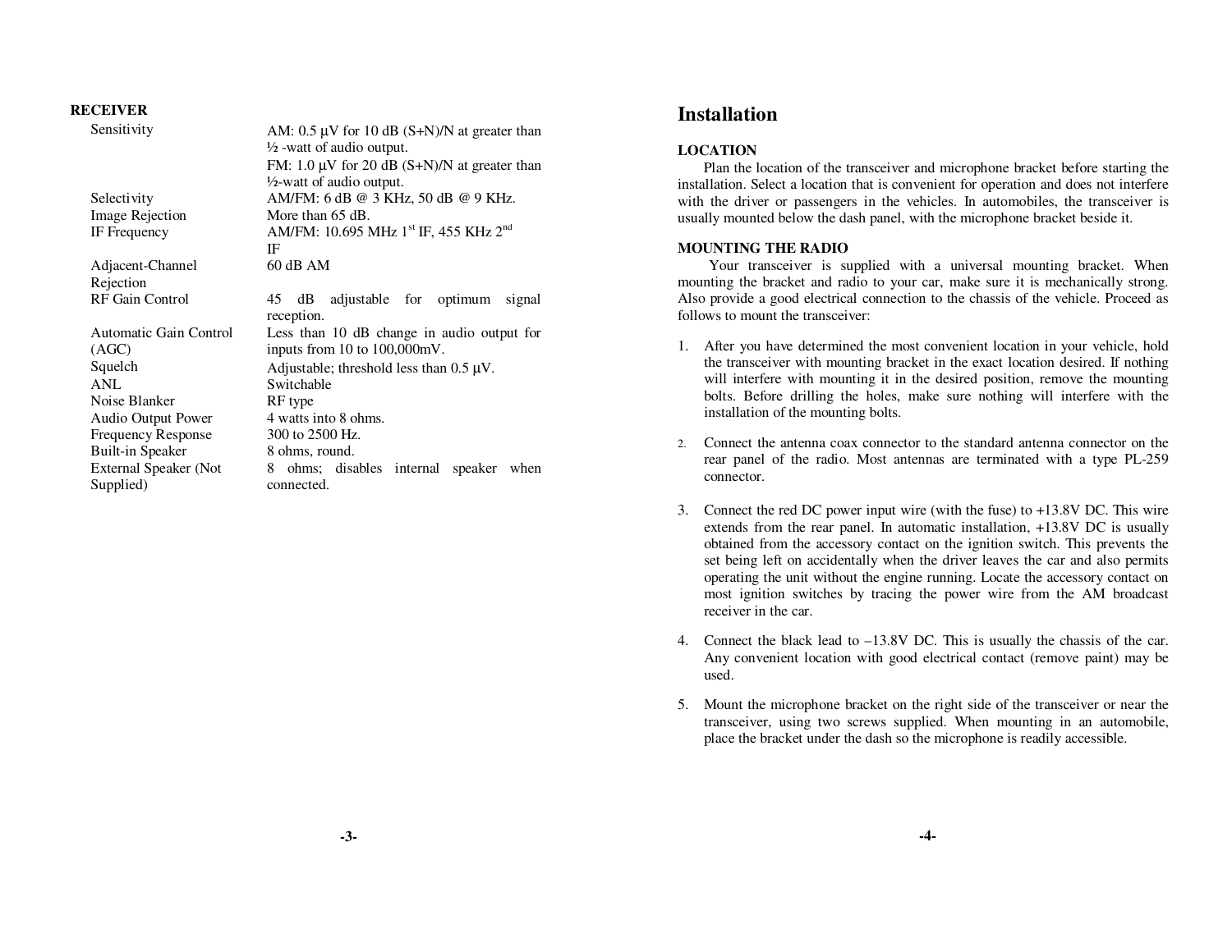**RECEIVER**

| | |
|---|---|
| Sensitivity | AM: 0.5 µV for 10 dB (S+N)/N at greater than ½ -watt of audio output.<br>FM: 1.0 µV for 20 dB (S+N)/N at greater than ½-watt of audio output. |
| Selectivity | AM/FM: 6 dB @ 3 KHz, 50 dB @ 9 KHz. |
| Image Rejection | More than 65 dB. |
| IF Frequency | AM/FM: 10.695 MHz 1st IF, 455 KHz 2nd IF |
| Adjacent-Channel Rejection | 60 dB AM |
| RF Gain Control | 45 dB adjustable for optimum signal reception. |
| Automatic Gain Control (AGC) | Less than 10 dB change in audio output for inputs from 10 to 100,000mV. |
| Squelch | Adjustable; threshold less than 0.5 µV. |
| ANL | Switchable |
| Noise Blanker | RF type |
| Audio Output Power | 4 watts into 8 ohms. |
| Frequency Response | 300 to 2500 Hz. |
| Built-in Speaker | 8 ohms, round. |
| External Speaker (Not Supplied) | 8 ohms; disables internal speaker when connected. |

# Installation

**LOCATION**

Plan the location of the transceiver and microphone bracket before starting the installation. Select a location that is convenient for operation and does not interfere with the driver or passengers in the vehicles. In automobiles, the transceiver is usually mounted below the dash panel, with the microphone bracket beside it.

**MOUNTING THE RADIO**

Your transceiver is supplied with a universal mounting bracket. When mounting the bracket and radio to your car, make sure it is mechanically strong. Also provide a good electrical connection to the chassis of the vehicle. Proceed as follows to mount the transceiver:

1. After you have determined the most convenient location in your vehicle, hold the transceiver with mounting bracket in the exact location desired. If nothing will interfere with mounting it in the desired position, remove the mounting bolts. Before drilling the holes, make sure nothing will interfere with the installation of the mounting bolts.

2. Connect the antenna coax connector to the standard antenna connector on the rear panel of the radio. Most antennas are terminated with a type PL-259 connector.

3. Connect the red DC power input wire (with the fuse) to +13.8V DC. This wire extends from the rear panel. In automatic installation, +13.8V DC is usually obtained from the accessory contact on the ignition switch. This prevents the set being left on accidentally when the driver leaves the car and also permits operating the unit without the engine running. Locate the accessory contact on most ignition switches by tracing the power wire from the AM broadcast receiver in the car.

4. Connect the black lead to –13.8V DC. This is usually the chassis of the car. Any convenient location with good electrical contact (remove paint) may be used.

5. Mount the microphone bracket on the right side of the transceiver or near the transceiver, using two screws supplied. When mounting in an automobile, place the bracket under the dash so the microphone is readily accessible.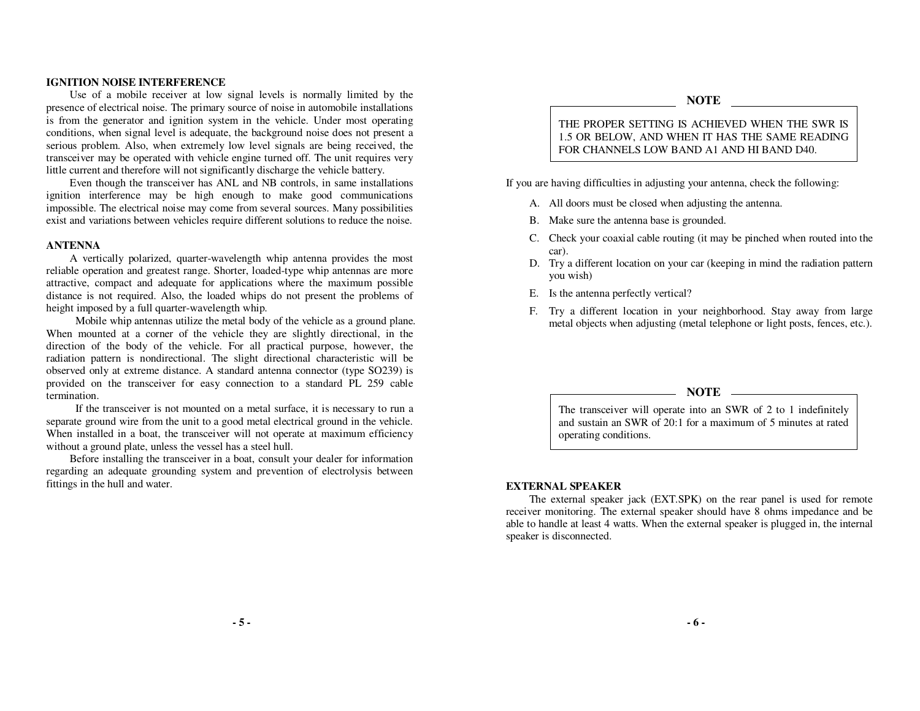## IGNITION NOISE INTERFERENCE

Use of a mobile receiver at low signal levels is normally limited by the presence of electrical noise. The primary source of noise in automobile installations is from the generator and ignition system in the vehicle. Under most operating conditions, when signal level is adequate, the background noise does not present a serious problem. Also, when extremely low level signals are being received, the transceiver may be operated with vehicle engine turned off. The unit requires very little current and therefore will not significantly discharge the vehicle battery.

Even though the transceiver has ANL and NB controls, in same installations ignition interference may be high enough to make good communications impossible. The electrical noise may come from several sources. Many possibilities exist and variations between vehicles require different solutions to reduce the noise.

## ANTENNA

A vertically polarized, quarter-wavelength whip antenna provides the most reliable operation and greatest range. Shorter, loaded-type whip antennas are more attractive, compact and adequate for applications where the maximum possible distance is not required. Also, the loaded whips do not present the problems of height imposed by a full quarter-wavelength whip.

Mobile whip antennas utilize the metal body of the vehicle as a ground plane. When mounted at a corner of the vehicle they are slightly directional, in the direction of the body of the vehicle. For all practical purpose, however, the radiation pattern is nondirectional. The slight directional characteristic will be observed only at extreme distance. A standard antenna connector (type SO239) is provided on the transceiver for easy connection to a standard PL 259 cable termination.

If the transceiver is not mounted on a metal surface, it is necessary to run a separate ground wire from the unit to a good metal electrical ground in the vehicle. When installed in a boat, the transceiver will not operate at maximum efficiency without a ground plate, unless the vessel has a steel hull.

Before installing the transceiver in a boat, consult your dealer for information regarding an adequate grounding system and prevention of electrolysis between fittings in the hull and water.

**NOTE**

THE PROPER SETTING IS ACHIEVED WHEN THE SWR IS 1.5 OR BELOW, AND WHEN IT HAS THE SAME READING FOR CHANNELS LOW BAND A1 AND HI BAND D40.

If you are having difficulties in adjusting your antenna, check the following:

A. All doors must be closed when adjusting the antenna.
B. Make sure the antenna base is grounded.
C. Check your coaxial cable routing (it may be pinched when routed into the car).
D. Try a different location on your car (keeping in mind the radiation pattern you wish)
E. Is the antenna perfectly vertical?
F. Try a different location in your neighborhood. Stay away from large metal objects when adjusting (metal telephone or light posts, fences, etc.).

**NOTE**

The transceiver will operate into an SWR of 2 to 1 indefinitely and sustain an SWR of 20:1 for a maximum of 5 minutes at rated operating conditions.

## EXTERNAL SPEAKER

The external speaker jack (EXT.SPK) on the rear panel is used for remote receiver monitoring. The external speaker should have 8 ohms impedance and be able to handle at least 4 watts. When the external speaker is plugged in, the internal speaker is disconnected.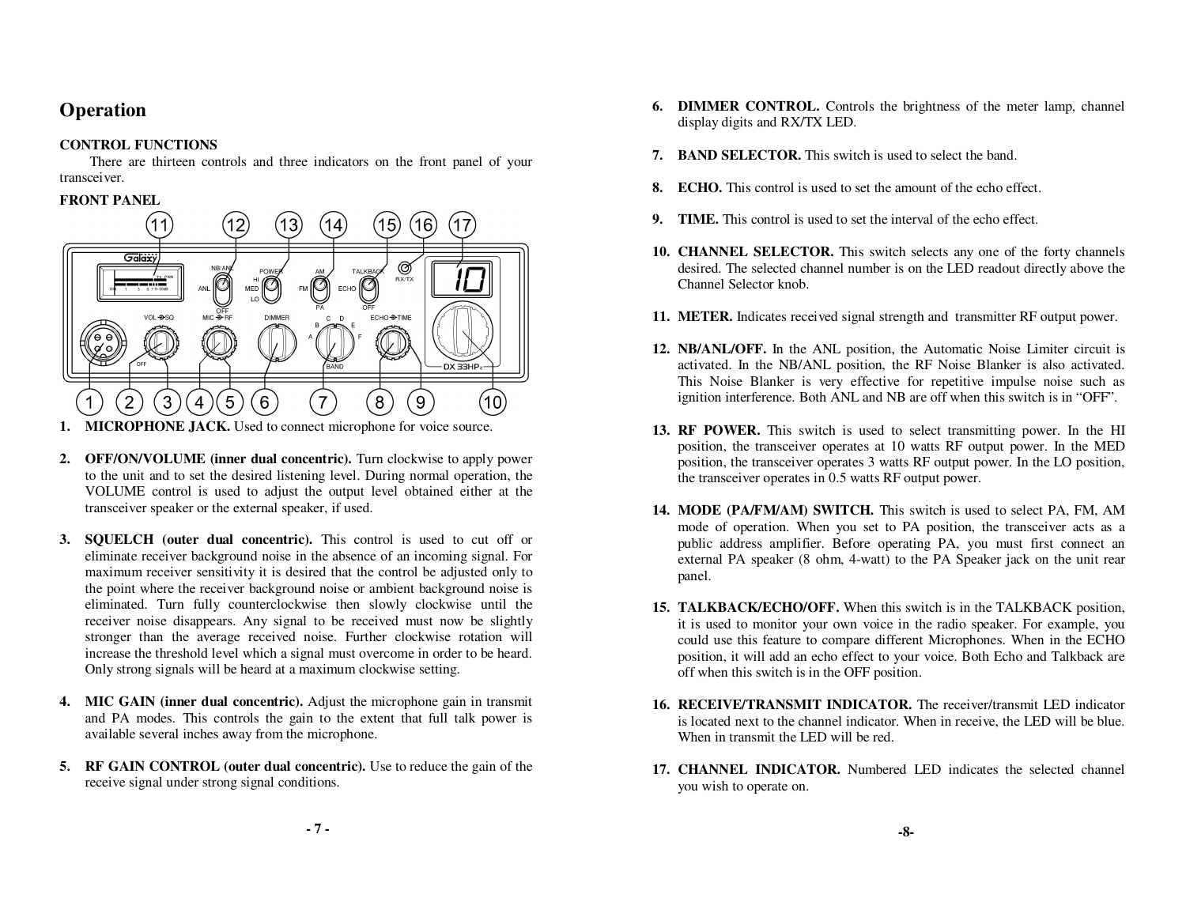# Operation

**CONTROL FUNCTIONS**

There are thirteen controls and three indicators on the front panel of your transceiver.

**FRONT PANEL**

1. **MICROPHONE JACK.** Used to connect microphone for voice source.

2. **OFF/ON/VOLUME (inner dual concentric).** Turn clockwise to apply power to the unit and to set the desired listening level. During normal operation, the VOLUME control is used to adjust the output level obtained either at the transceiver speaker or the external speaker, if used.

3. **SQUELCH (outer dual concentric).** This control is used to cut off or eliminate receiver background noise in the absence of an incoming signal. For maximum receiver sensitivity it is desired that the control be adjusted only to the point where the receiver background noise or ambient background noise is eliminated. Turn fully counterclockwise then slowly clockwise until the receiver noise disappears. Any signal to be received must now be slightly stronger than the average received noise. Further clockwise rotation will increase the threshold level which a signal must overcome in order to be heard. Only strong signals will be heard at a maximum clockwise setting.

4. **MIC GAIN (inner dual concentric).** Adjust the microphone gain in transmit and PA modes. This controls the gain to the extent that full talk power is available several inches away from the microphone.

5. **RF GAIN CONTROL (outer dual concentric).** Use to reduce the gain of the receive signal under strong signal conditions.

6. **DIMMER CONTROL.** Controls the brightness of the meter lamp, channel display digits and RX/TX LED.

7. **BAND SELECTOR.** This switch is used to select the band.

8. **ECHO.** This control is used to set the amount of the echo effect.

9. **TIME.** This control is used to set the interval of the echo effect.

10. **CHANNEL SELECTOR.** This switch selects any one of the forty channels desired. The selected channel number is on the LED readout directly above the Channel Selector knob.

11. **METER.** Indicates received signal strength and transmitter RF output power.

12. **NB/ANL/OFF.** In the ANL position, the Automatic Noise Limiter circuit is activated. In the NB/ANL position, the RF Noise Blanker is also activated. This Noise Blanker is very effective for repetitive impulse noise such as ignition interference. Both ANL and NB are off when this switch is in "OFF".

13. **RF POWER.** This switch is used to select transmitting power. In the HI position, the transceiver operates at 10 watts RF output power. In the MED position, the transceiver operates 3 watts RF output power. In the LO position, the transceiver operates in 0.5 watts RF output power.

14. **MODE (PA/FM/AM) SWITCH.** This switch is used to select PA, FM, AM mode of operation. When you set to PA position, the transceiver acts as a public address amplifier. Before operating PA, you must first connect an external PA speaker (8 ohm, 4-watt) to the PA Speaker jack on the unit rear panel.

15. **TALKBACK/ECHO/OFF.** When this switch is in the TALKBACK position, it is used to monitor your own voice in the radio speaker. For example, you could use this feature to compare different Microphones. When in the ECHO position, it will add an echo effect to your voice. Both Echo and Talkback are off when this switch is in the OFF position.

16. **RECEIVE/TRANSMIT INDICATOR.** The receiver/transmit LED indicator is located next to the channel indicator. When in receive, the LED will be blue. When in transmit the LED will be red.

17. **CHANNEL INDICATOR.** Numbered LED indicates the selected channel you wish to operate on.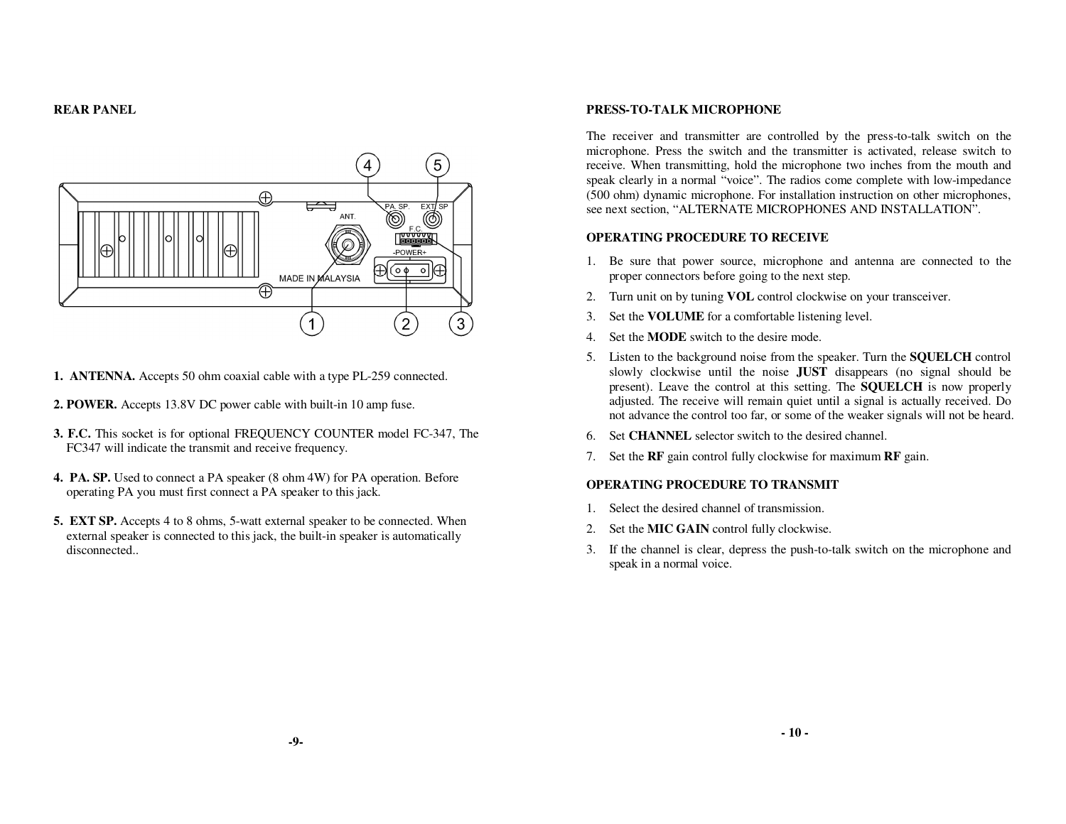## REAR PANEL

**1. ANTENNA.** Accepts 50 ohm coaxial cable with a type PL-259 connected.

**2. POWER.** Accepts 13.8V DC power cable with built-in 10 amp fuse.

**3. F.C.** This socket is for optional FREQUENCY COUNTER model FC-347, The FC347 will indicate the transmit and receive frequency.

**4. PA. SP.** Used to connect a PA speaker (8 ohm 4W) for PA operation. Before operating PA you must first connect a PA speaker to this jack.

**5. EXT SP.** Accepts 4 to 8 ohms, 5-watt external speaker to be connected. When external speaker is connected to this jack, the built-in speaker is automatically disconnected..

## PRESS-TO-TALK MICROPHONE

The receiver and transmitter are controlled by the press-to-talk switch on the microphone. Press the switch and the transmitter is activated, release switch to receive. When transmitting, hold the microphone two inches from the mouth and speak clearly in a normal "voice". The radios come complete with low-impedance (500 ohm) dynamic microphone. For installation instruction on other microphones, see next section, "ALTERNATE MICROPHONES AND INSTALLATION".

## OPERATING PROCEDURE TO RECEIVE

1. Be sure that power source, microphone and antenna are connected to the proper connectors before going to the next step.
2. Turn unit on by tuning **VOL** control clockwise on your transceiver.
3. Set the **VOLUME** for a comfortable listening level.
4. Set the **MODE** switch to the desire mode.
5. Listen to the background noise from the speaker. Turn the **SQUELCH** control slowly clockwise until the noise **JUST** disappears (no signal should be present). Leave the control at this setting. The **SQUELCH** is now properly adjusted. The receive will remain quiet until a signal is actually received. Do not advance the control too far, or some of the weaker signals will not be heard.
6. Set **CHANNEL** selector switch to the desired channel.
7. Set the **RF** gain control fully clockwise for maximum **RF** gain.

## OPERATING PROCEDURE TO TRANSMIT

1. Select the desired channel of transmission.
2. Set the **MIC GAIN** control fully clockwise.
3. If the channel is clear, depress the push-to-talk switch on the microphone and speak in a normal voice.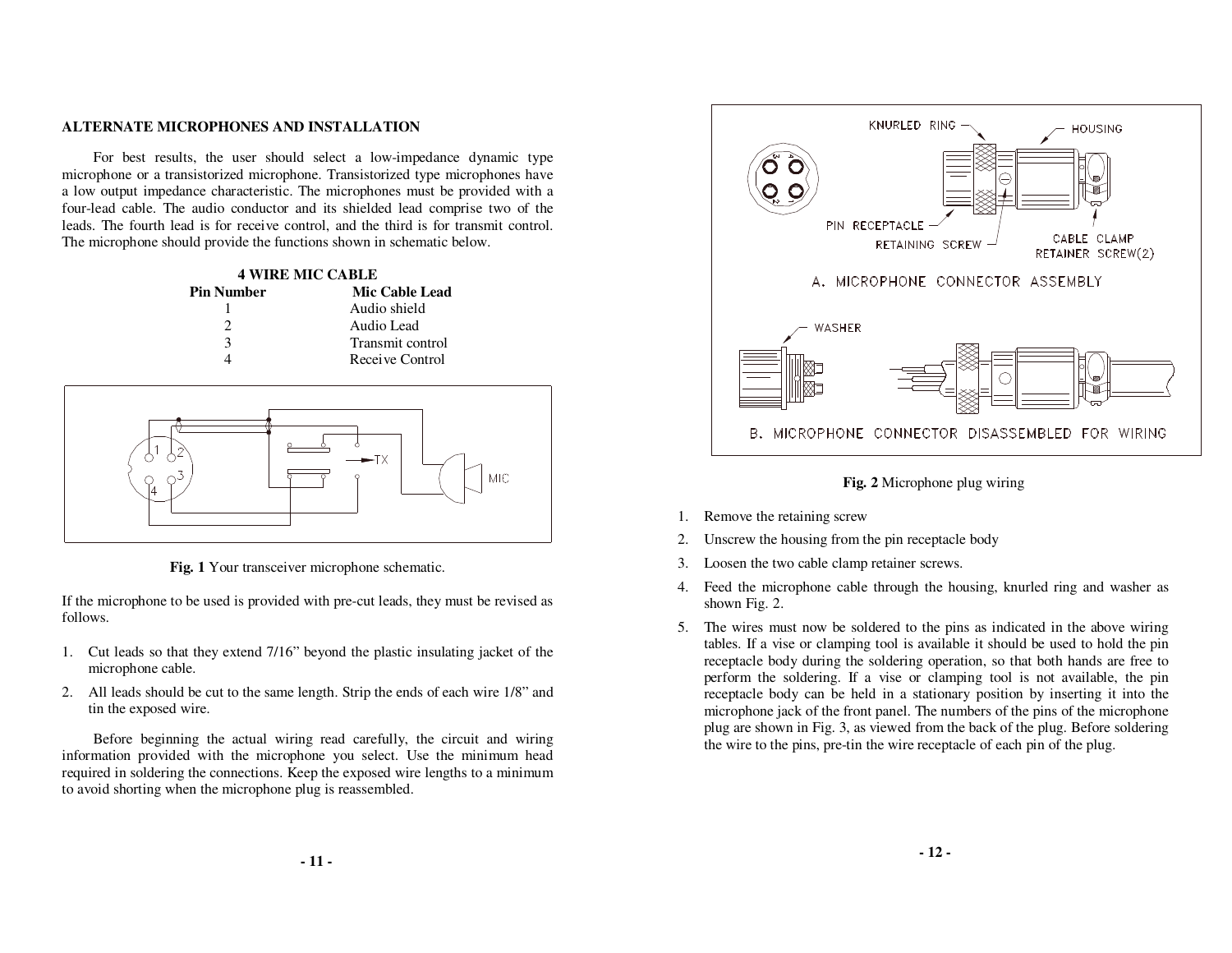## ALTERNATE MICROPHONES AND INSTALLATION

For best results, the user should select a low-impedance dynamic type microphone or a transistorized microphone. Transistorized type microphones have a low output impedance characteristic. The microphones must be provided with a four-lead cable. The audio conductor and its shielded lead comprise two of the leads. The fourth lead is for receive control, and the third is for transmit control. The microphone should provide the functions shown in schematic below.

**4 WIRE MIC CABLE**

| Pin Number | Mic Cable Lead |
|---|---|
| 1 | Audio shield |
| 2 | Audio Lead |
| 3 | Transmit control |
| 4 | Receive Control |

**Fig. 1** Your transceiver microphone schematic.

If the microphone to be used is provided with pre-cut leads, they must be revised as follows.

1. Cut leads so that they extend 7/16" beyond the plastic insulating jacket of the microphone cable.
2. All leads should be cut to the same length. Strip the ends of each wire 1/8" and tin the exposed wire.

Before beginning the actual wiring read carefully, the circuit and wiring information provided with the microphone you select. Use the minimum head required in soldering the connections. Keep the exposed wire lengths to a minimum to avoid shorting when the microphone plug is reassembled.

**Fig. 2** Microphone plug wiring

1. Remove the retaining screw
2. Unscrew the housing from the pin receptacle body
3. Loosen the two cable clamp retainer screws.
4. Feed the microphone cable through the housing, knurled ring and washer as shown Fig. 2.
5. The wires must now be soldered to the pins as indicated in the above wiring tables. If a vise or clamping tool is available it should be used to hold the pin receptacle body during the soldering operation, so that both hands are free to perform the soldering. If a vise or clamping tool is not available, the pin receptacle body can be held in a stationary position by inserting it into the microphone jack of the front panel. The numbers of the pins of the microphone plug are shown in Fig. 3, as viewed from the back of the plug. Before soldering the wire to the pins, pre-tin the wire receptacle of each pin of the plug.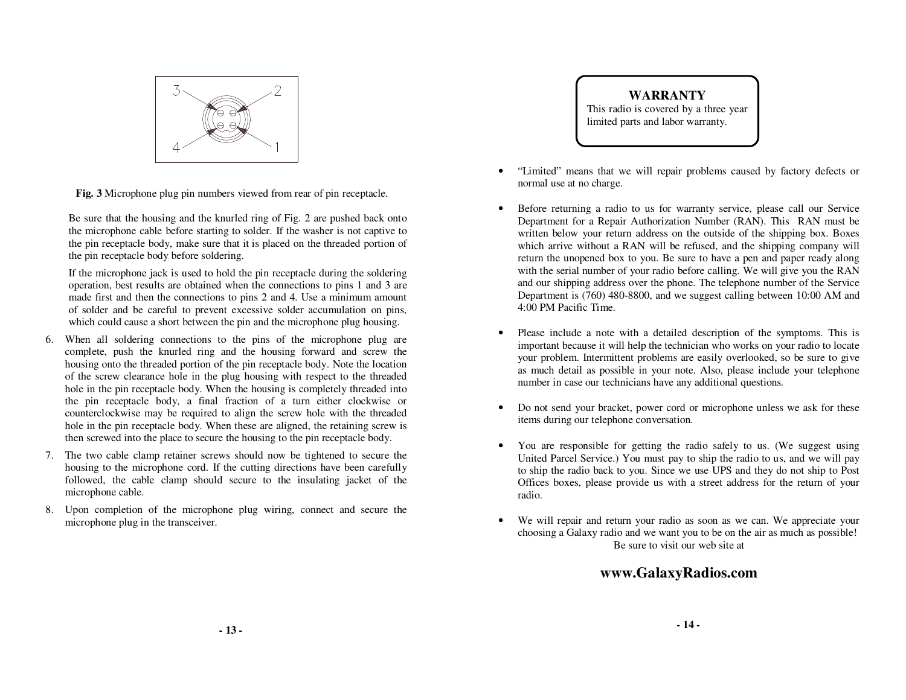3 2

4 1

**Fig. 3** Microphone plug pin numbers viewed from rear of pin receptacle.

Be sure that the housing and the knurled ring of Fig. 2 are pushed back onto the microphone cable before starting to solder. If the washer is not captive to the pin receptacle body, make sure that it is placed on the threaded portion of the pin receptacle body before soldering.

If the microphone jack is used to hold the pin receptacle during the soldering operation, best results are obtained when the connections to pins 1 and 3 are made first and then the connections to pins 2 and 4. Use a minimum amount of solder and be careful to prevent excessive solder accumulation on pins, which could cause a short between the pin and the microphone plug housing.

6. When all soldering connections to the pins of the microphone plug are complete, push the knurled ring and the housing forward and screw the housing onto the threaded portion of the pin receptacle body. Note the location of the screw clearance hole in the plug housing with respect to the threaded hole in the pin receptacle body. When the housing is completely threaded into the pin receptacle body, a final fraction of a turn either clockwise or counterclockwise may be required to align the screw hole with the threaded hole in the pin receptacle body. When these are aligned, the retaining screw is then screwed into the place to secure the housing to the pin receptacle body.
7. The two cable clamp retainer screws should now be tightened to secure the housing to the microphone cord. If the cutting directions have been carefully followed, the cable clamp should secure to the insulating jacket of the microphone cable.
8. Upon completion of the microphone plug wiring, connect and secure the microphone plug in the transceiver.

## WARRANTY

This radio is covered by a three year limited parts and labor warranty.

- "Limited" means that we will repair problems caused by factory defects or normal use at no charge.
- Before returning a radio to us for warranty service, please call our Service Department for a Repair Authorization Number (RAN). This RAN must be written below your return address on the outside of the shipping box. Boxes which arrive without a RAN will be refused, and the shipping company will return the unopened box to you. Be sure to have a pen and paper ready along with the serial number of your radio before calling. We will give you the RAN and our shipping address over the phone. The telephone number of the Service Department is (760) 480-8800, and we suggest calling between 10:00 AM and 4:00 PM Pacific Time.
- Please include a note with a detailed description of the symptoms. This is important because it will help the technician who works on your radio to locate your problem. Intermittent problems are easily overlooked, so be sure to give as much detail as possible in your note. Also, please include your telephone number in case our technicians have any additional questions.
- Do not send your bracket, power cord or microphone unless we ask for these items during our telephone conversation.
- You are responsible for getting the radio safely to us. (We suggest using United Parcel Service.) You must pay to ship the radio to us, and we will pay to ship the radio back to you. Since we use UPS and they do not ship to Post Offices boxes, please provide us with a street address for the return of your radio.
- We will repair and return your radio as soon as we can. We appreciate your choosing a Galaxy radio and we want you to be on the air as much as possible!

Be sure to visit our web site at

**www.GalaxyRadios.com**